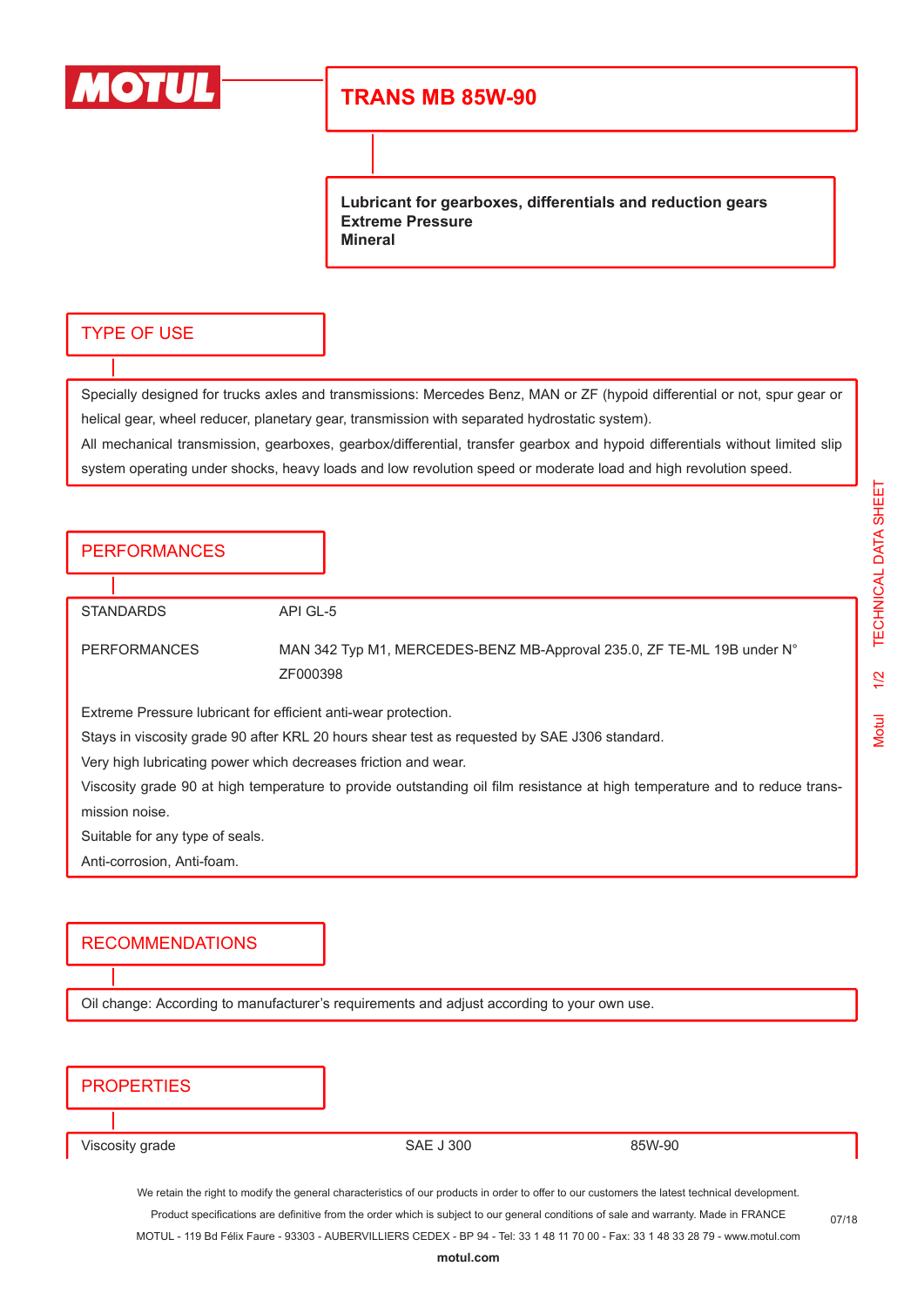# TRANS MB 85W-90

**Lubricant for gearboxes, differentials and reduction gears**
**Extreme Pressure**
**Mineral**

## TYPE OF USE

Specially designed for trucks axles and transmissions: Mercedes Benz, MAN or ZF (hypoid differential or not, spur gear or helical gear, wheel reducer, planetary gear, transmission with separated hydrostatic system).

All mechanical transmission, gearboxes, gearbox/differential, transfer gearbox and hypoid differentials without limited slip system operating under shocks, heavy loads and low revolution speed or moderate load and high revolution speed.

## PERFORMANCES

| | |
|---|---|
| STANDARDS | API GL-5 |
| PERFORMANCES | MAN 342 Typ M1, MERCEDES-BENZ MB-Approval 235.0, ZF TE-ML 19B under N° ZF000398 |

Extreme Pressure lubricant for efficient anti-wear protection.
Stays in viscosity grade 90 after KRL 20 hours shear test as requested by SAE J306 standard.
Very high lubricating power which decreases friction and wear.
Viscosity grade 90 at high temperature to provide outstanding oil film resistance at high temperature and to reduce transmission noise.
Suitable for any type of seals.
Anti-corrosion, Anti-foam.

## RECOMMENDATIONS

Oil change: According to manufacturer's requirements and adjust according to your own use.

## PROPERTIES

| | | |
|---|---|---|
| Viscosity grade | SAE J 300 | 85W-90 |

We retain the right to modify the general characteristics of our products in order to offer to our customers the latest technical development.
Product specifications are definitive from the order which is subject to our general conditions of sale and warranty. Made in FRANCE
MOTUL - 119 Bd Félix Faure - 93303 - AUBERVILLIERS CEDEX - BP 94 - Tel: 33 1 48 11 70 00 - Fax: 33 1 48 33 28 79 - www.motul.com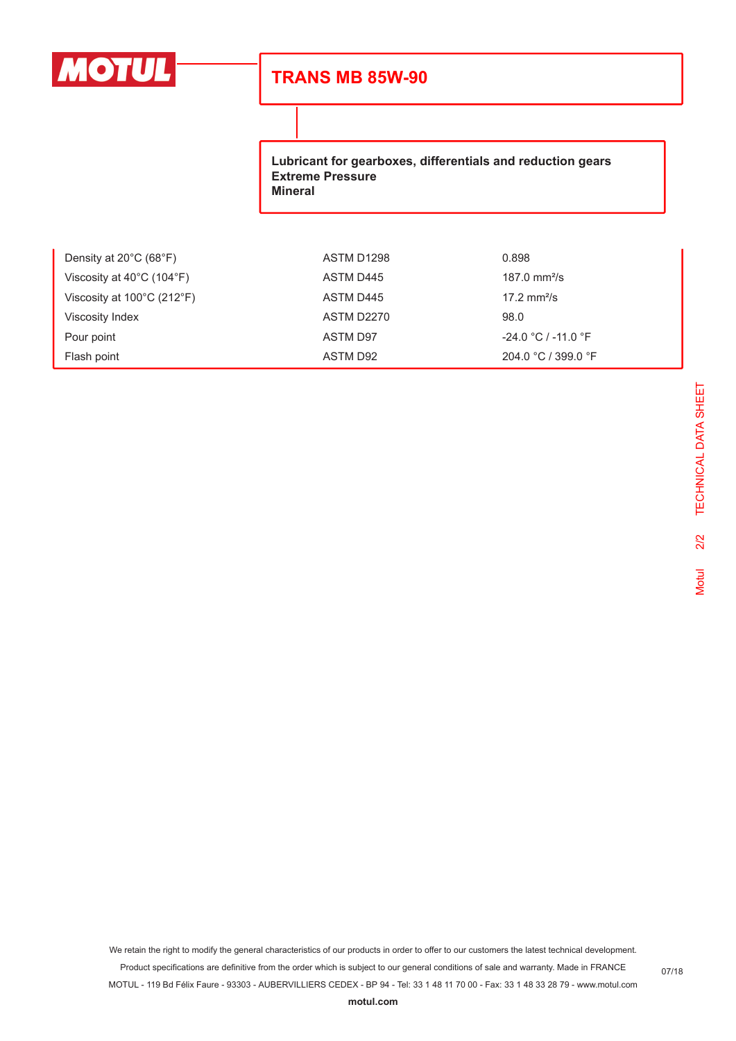# TRANS MB 85W-90

**Lubricant for gearboxes, differentials and reduction gears**
**Extreme Pressure**
**Mineral**

| | | |
|---|---|---|
| Density at 20°C (68°F) | ASTM D1298 | 0.898 |
| Viscosity at 40°C (104°F) | ASTM D445 | 187.0 mm²/s |
| Viscosity at 100°C (212°F) | ASTM D445 | 17.2 mm²/s |
| Viscosity Index | ASTM D2270 | 98.0 |
| Pour point | ASTM D97 | -24.0 °C / -11.0 °F |
| Flash point | ASTM D92 | 204.0 °C / 399.0 °F |

We retain the right to modify the general characteristics of our products in order to offer to our customers the latest technical development.
Product specifications are definitive from the order which is subject to our general conditions of sale and warranty. Made in FRANCE
MOTUL - 119 Bd Félix Faure - 93303 - AUBERVILLIERS CEDEX - BP 94 - Tel: 33 1 48 11 70 00 - Fax: 33 1 48 33 28 79 - www.motul.com

**motul.com**

07/18